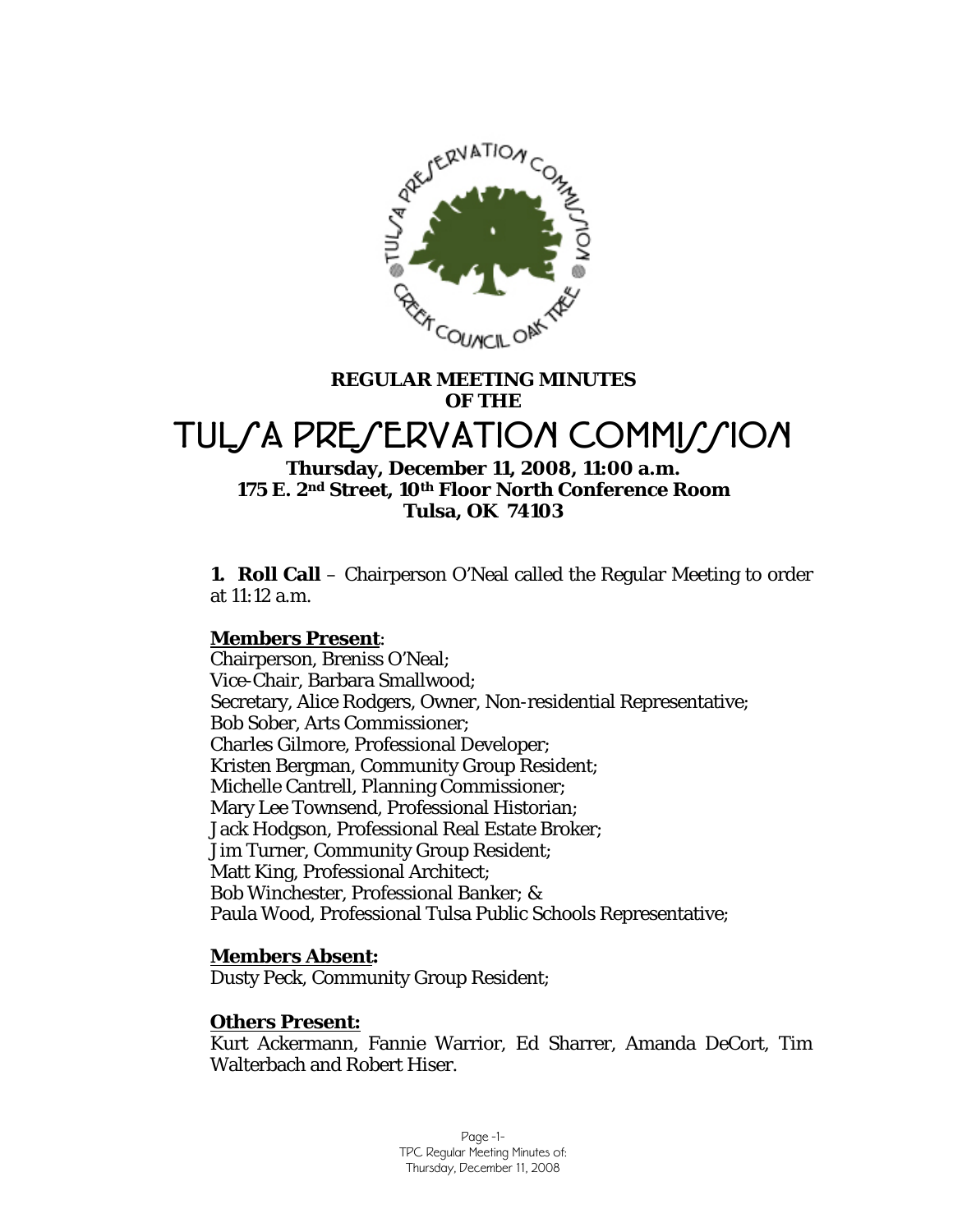**REGULAR MEETING MINUTES**
**OF THE**

# TULSA PRESERVATION COMMISSION

**Thursday, December 11, 2008, 11:00 a.m.**
**175 E. 2nd Street, 10th Floor North Conference Room**
**Tulsa, OK 74103**

**1. Roll Call** – Chairperson O'Neal called the Regular Meeting to order at 11:12 a.m.

**Members Present:**
Chairperson, Breniss O'Neal;
Vice-Chair, Barbara Smallwood;
Secretary, Alice Rodgers, Owner, Non-residential Representative;
Bob Sober, Arts Commissioner;
Charles Gilmore, Professional Developer;
Kristen Bergman, Community Group Resident;
Michelle Cantrell, Planning Commissioner;
Mary Lee Townsend, Professional Historian;
Jack Hodgson, Professional Real Estate Broker;
Jim Turner, Community Group Resident;
Matt King, Professional Architect;
Bob Winchester, Professional Banker; &
Paula Wood, Professional Tulsa Public Schools Representative;

**Members Absent:**
Dusty Peck, Community Group Resident;

**Others Present:**
Kurt Ackermann, Fannie Warrior, Ed Sharrer, Amanda DeCort, Tim Walterbach and Robert Hiser.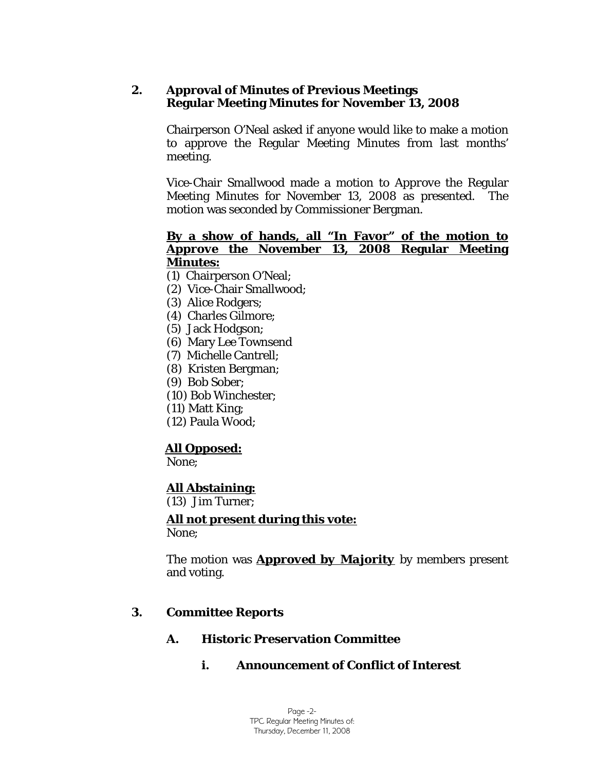## 2. Approval of Minutes of Previous Meetings
**Regular Meeting Minutes for November 13, 2008**

Chairperson O'Neal asked if anyone would like to make a motion to approve the Regular Meeting Minutes from last months' meeting.

Vice-Chair Smallwood made a motion to Approve the Regular Meeting Minutes for November 13, 2008 as presented. The motion was seconded by Commissioner Bergman.

**By a show of hands, all "In Favor" of the motion to Approve the November 13, 2008 Regular Meeting Minutes:**

(1) Chairperson O'Neal;
(2) Vice-Chair Smallwood;
(3) Alice Rodgers;
(4) Charles Gilmore;
(5) Jack Hodgson;
(6) Mary Lee Townsend
(7) Michelle Cantrell;
(8) Kristen Bergman;
(9) Bob Sober;
(10) Bob Winchester;
(11) Matt King;
(12) Paula Wood;

**All Opposed:**
None;

**All Abstaining:**
(13) Jim Turner;

**All not present during this vote:**
None;

The motion was **Approved by Majority** by members present and voting.

## 3. Committee Reports

### A. Historic Preservation Committee

#### i. Announcement of Conflict of Interest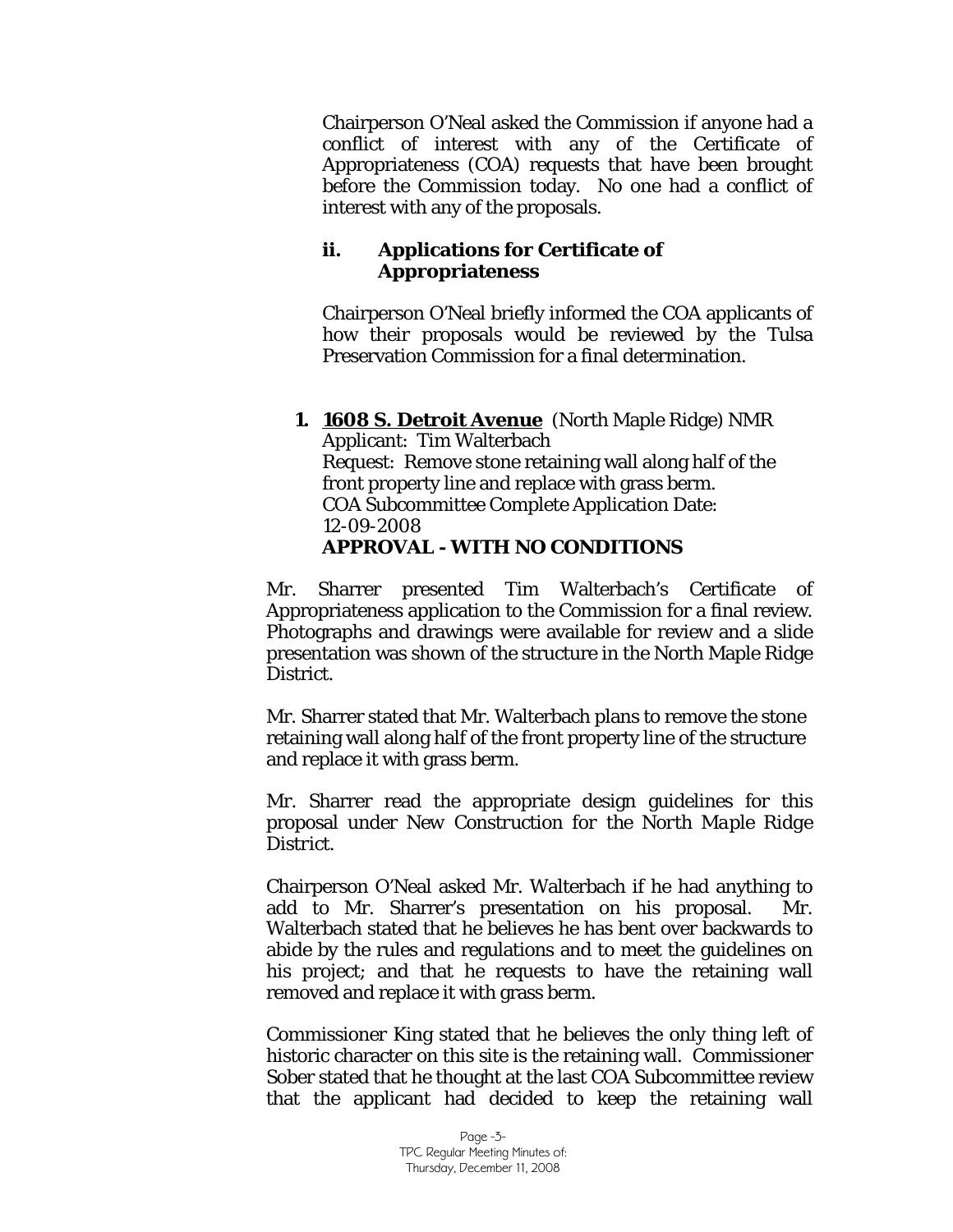Chairperson O'Neal asked the Commission if anyone had a conflict of interest with any of the Certificate of Appropriateness (COA) requests that have been brought before the Commission today. No one had a conflict of interest with any of the proposals.

### ii. Applications for Certificate of Appropriateness

Chairperson O'Neal briefly informed the COA applicants of how their proposals would be reviewed by the Tulsa Preservation Commission for a final determination.

**1. <u>1608 S. Detroit Avenue</u>** (North Maple Ridge) NMR
Applicant: Tim Walterbach
Request: Remove stone retaining wall along half of the front property line and replace with grass berm.
COA Subcommittee Complete Application Date: 12-09-2008
**APPROVAL - WITH NO CONDITIONS**

Mr. Sharrer presented Tim Walterbach's Certificate of Appropriateness application to the Commission for a final review. Photographs and drawings were available for review and a slide presentation was shown of the structure in the North Maple Ridge District.

Mr. Sharrer stated that Mr. Walterbach plans to remove the stone retaining wall along half of the front property line of the structure and replace it with grass berm.

Mr. Sharrer read the appropriate design guidelines for this proposal under New Construction for the *North Maple Ridge District.*

Chairperson O'Neal asked Mr. Walterbach if he had anything to add to Mr. Sharrer's presentation on his proposal. Mr. Walterbach stated that he believes he has bent over backwards to abide by the rules and regulations and to meet the guidelines on his project; and that he requests to have the retaining wall removed and replace it with grass berm.

Commissioner King stated that he believes the only thing left of historic character on this site is the retaining wall. Commissioner Sober stated that he thought at the last COA Subcommittee review that the applicant had decided to keep the retaining wall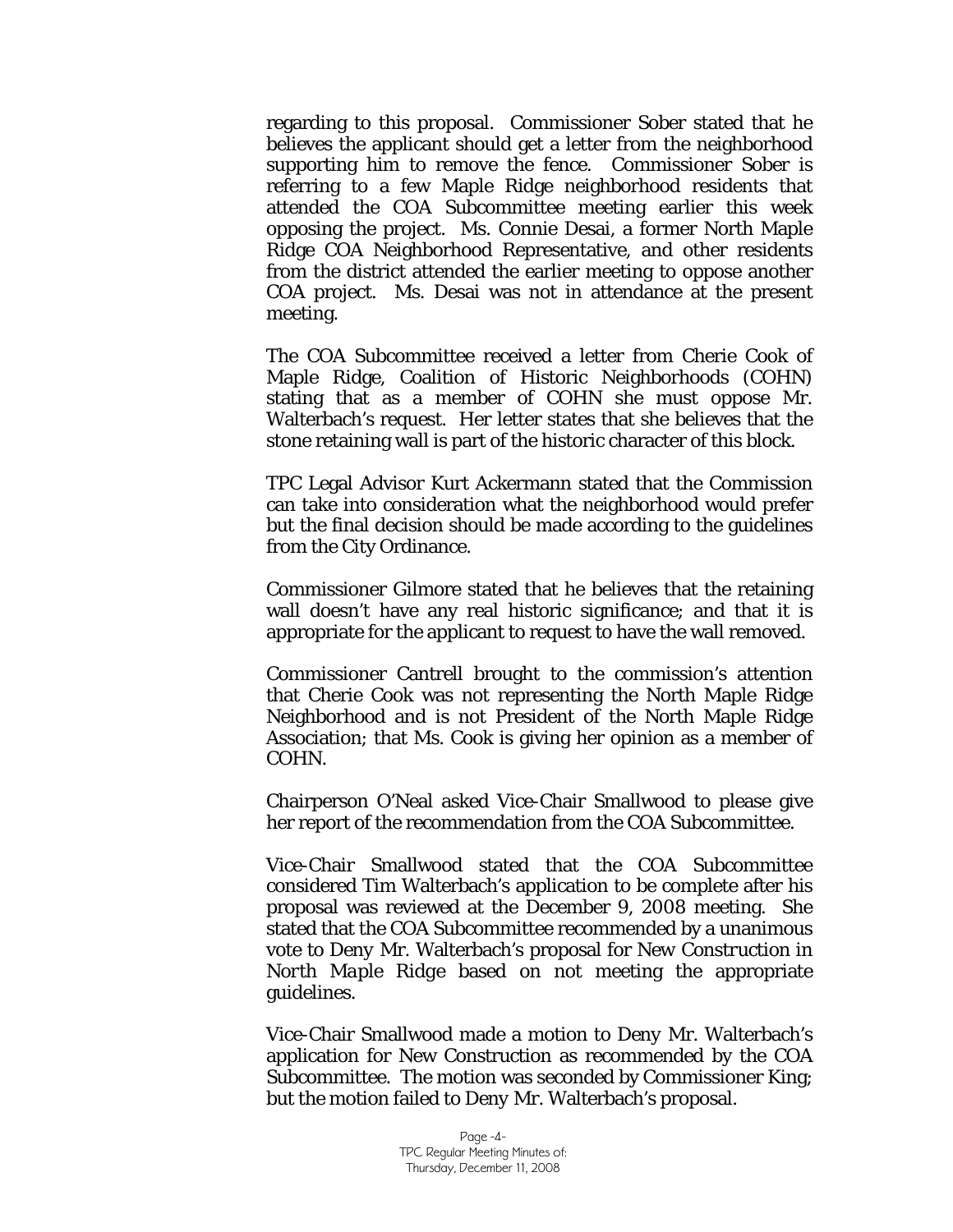regarding to this proposal. Commissioner Sober stated that he believes the applicant should get a letter from the neighborhood supporting him to remove the fence. Commissioner Sober is referring to a few Maple Ridge neighborhood residents that attended the COA Subcommittee meeting earlier this week opposing the project. Ms. Connie Desai, a former North Maple Ridge COA Neighborhood Representative, and other residents from the district attended the earlier meeting to oppose another COA project. Ms. Desai was not in attendance at the present meeting.

The COA Subcommittee received a letter from Cherie Cook of Maple Ridge, Coalition of Historic Neighborhoods (COHN) stating that as a member of COHN she must oppose Mr. Walterbach's request. Her letter states that she believes that the stone retaining wall is part of the historic character of this block.

TPC Legal Advisor Kurt Ackermann stated that the Commission can take into consideration what the neighborhood would prefer but the final decision should be made according to the guidelines from the City Ordinance.

Commissioner Gilmore stated that he believes that the retaining wall doesn't have any real historic significance; and that it is appropriate for the applicant to request to have the wall removed.

Commissioner Cantrell brought to the commission's attention that Cherie Cook was not representing the North Maple Ridge Neighborhood and is not President of the North Maple Ridge Association; that Ms. Cook is giving her opinion as a member of COHN.

Chairperson O'Neal asked Vice-Chair Smallwood to please give her report of the recommendation from the COA Subcommittee.

Vice-Chair Smallwood stated that the COA Subcommittee considered Tim Walterbach's application to be complete after his proposal was reviewed at the December 9, 2008 meeting. She stated that the COA Subcommittee recommended by a unanimous vote to Deny Mr. Walterbach's proposal for New Construction in North Maple Ridge based on not meeting the appropriate guidelines.

Vice-Chair Smallwood made a motion to Deny Mr. Walterbach's application for New Construction as recommended by the COA Subcommittee. The motion was seconded by Commissioner King; but the motion failed to Deny Mr. Walterbach's proposal.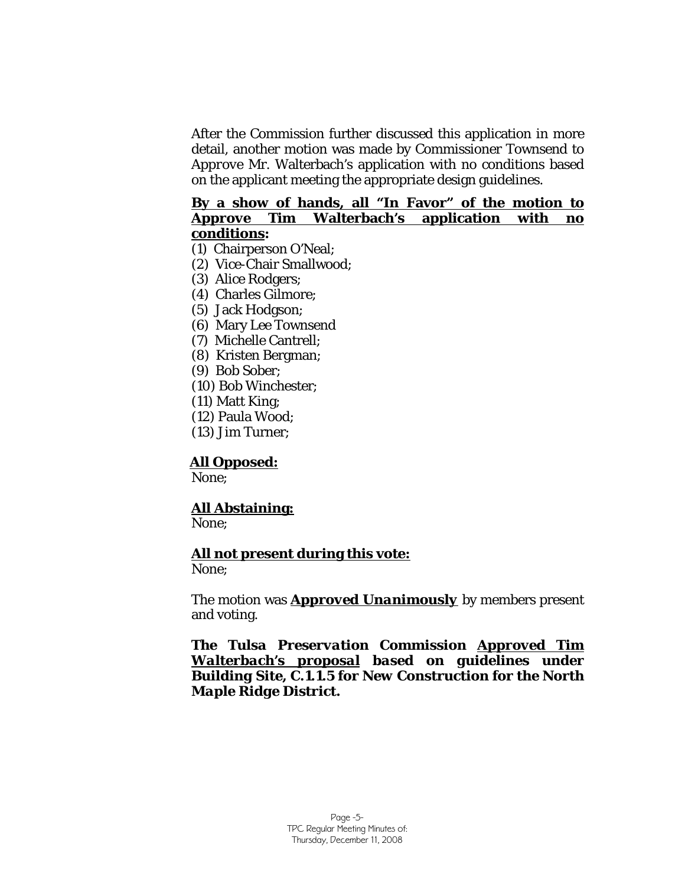After the Commission further discussed this application in more detail, another motion was made by Commissioner Townsend to Approve Mr. Walterbach's application with no conditions based on the applicant meeting the appropriate design guidelines.

**By a show of hands, all "In Favor" of the motion to Approve Tim Walterbach's application with no conditions:**

(1) Chairperson O'Neal;
(2) Vice-Chair Smallwood;
(3) Alice Rodgers;
(4) Charles Gilmore;
(5) Jack Hodgson;
(6) Mary Lee Townsend
(7) Michelle Cantrell;
(8) Kristen Bergman;
(9) Bob Sober;
(10) Bob Winchester;
(11) Matt King;
(12) Paula Wood;
(13) Jim Turner;

**All Opposed:**
None;

**All Abstaining:**
None;

**All not present during this vote:**
None;

The motion was ***Approved Unanimously*** by members present and voting.

***The Tulsa Preservation Commission Approved Tim Walterbach's proposal based on guidelines under Building Site, C.1.1.5 for New Construction for the North Maple Ridge District.***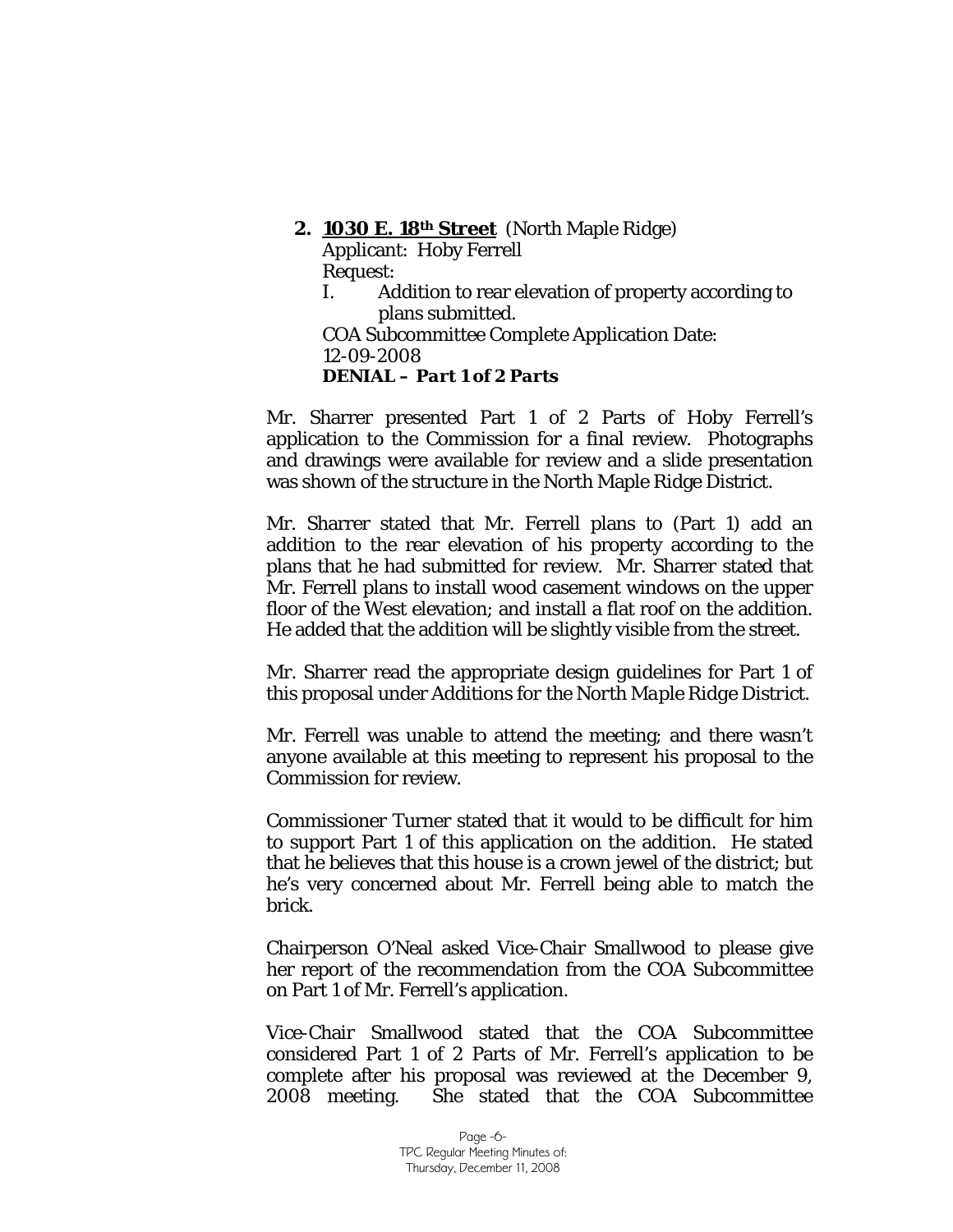**2. <u>1030 E. 18th Street</u>** (North Maple Ridge)

Applicant: Hoby Ferrell

Request:

I. Addition to rear elevation of property according to plans submitted.

COA Subcommittee Complete Application Date: 12-09-2008

***DENIAL – Part 1 of 2 Parts***

Mr. Sharrer presented Part 1 of 2 Parts of Hoby Ferrell's application to the Commission for a final review. Photographs and drawings were available for review and a slide presentation was shown of the structure in the North Maple Ridge District.

Mr. Sharrer stated that Mr. Ferrell plans to (Part 1) add an addition to the rear elevation of his property according to the plans that he had submitted for review. Mr. Sharrer stated that Mr. Ferrell plans to install wood casement windows on the upper floor of the West elevation; and install a flat roof on the addition. He added that the addition will be slightly visible from the street.

Mr. Sharrer read the appropriate design guidelines for Part 1 of this proposal under Additions for the *North Maple Ridge District.*

Mr. Ferrell was unable to attend the meeting; and there wasn't anyone available at this meeting to represent his proposal to the Commission for review.

Commissioner Turner stated that it would to be difficult for him to support Part 1 of this application on the addition. He stated that he believes that this house is a crown jewel of the district; but he's very concerned about Mr. Ferrell being able to match the brick.

Chairperson O'Neal asked Vice-Chair Smallwood to please give her report of the recommendation from the COA Subcommittee on Part 1 of Mr. Ferrell's application.

Vice-Chair Smallwood stated that the COA Subcommittee considered Part 1 of 2 Parts of Mr. Ferrell's application to be complete after his proposal was reviewed at the December 9, 2008 meeting. She stated that the COA Subcommittee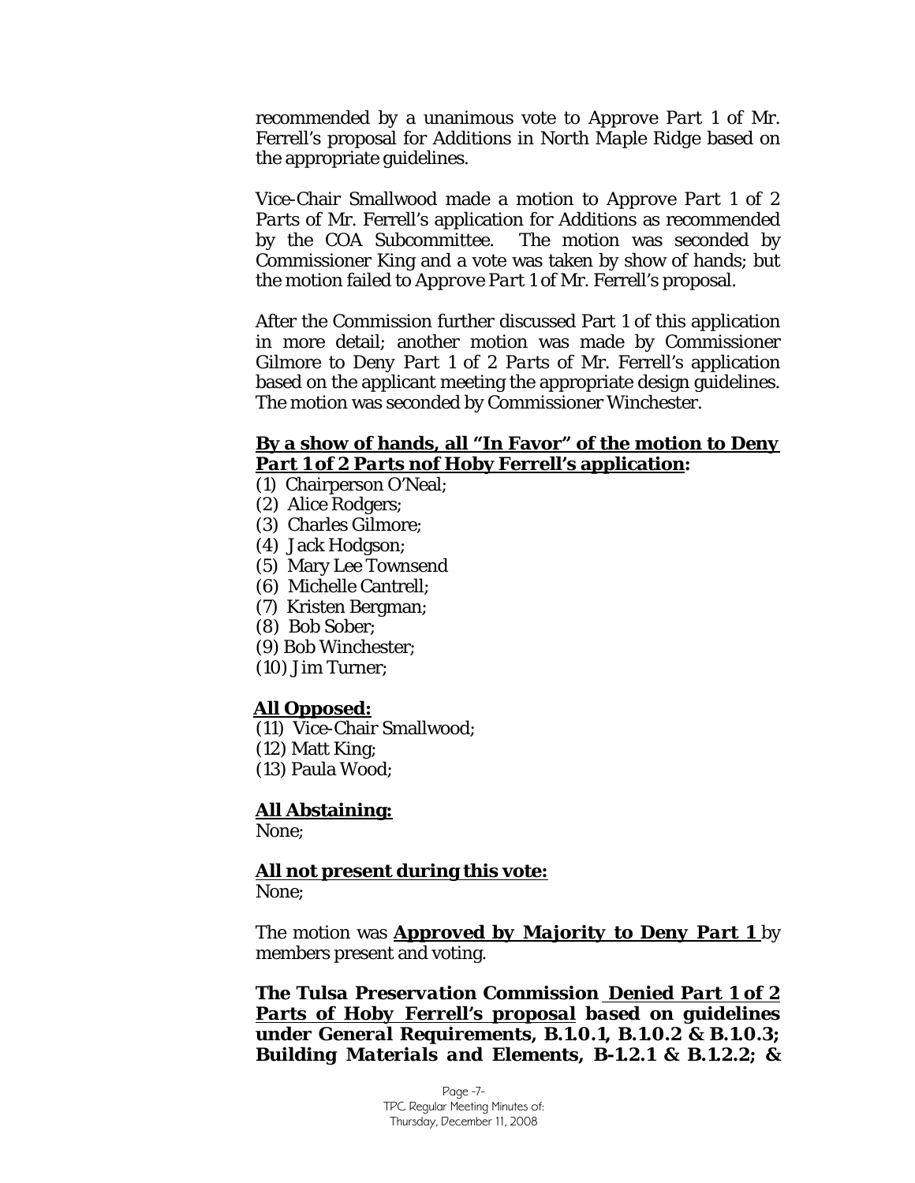recommended by a unanimous vote to *Approve Part 1* of Mr. Ferrell's proposal for *Additions* in *North Maple Ridge* based on the appropriate guidelines.

Vice-Chair Smallwood made a motion to *Approve Part 1 of 2 Parts* of Mr. Ferrell's application for Additions as recommended by the COA Subcommittee. The motion was seconded by Commissioner King and a vote was taken by show of hands; but the motion failed to *Approve Part 1* of Mr. Ferrell's proposal.

After the Commission further discussed Part 1 of this application in more detail; another motion was made by Commissioner Gilmore to *Deny Part 1 of 2 Parts* of Mr. Ferrell's application based on the applicant meeting the appropriate design guidelines. The motion was seconded by Commissioner Winchester.

**By a show of hands, all "In Favor" of the motion to Deny *Part 1 of 2 Parts* nof Hoby Ferrell's application:**

(1) Chairperson O'Neal;
(2) Alice Rodgers;
(3) Charles Gilmore;
(4) Jack Hodgson;
(5) Mary Lee Townsend
(6) Michelle Cantrell;
(7) Kristen Bergman;
(8) Bob Sober;
(9) Bob Winchester;
(10) Jim Turner;

**All Opposed:**

(11) Vice-Chair Smallwood;
(12) Matt King;
(13) Paula Wood;

**All Abstaining:**

None;

**All not present during this vote:**

None;

The motion was **Approved by Majority to Deny *Part 1*** by members present and voting.

***The Tulsa Preservation Commission Denied Part 1 of 2 Parts of Hoby Ferrell's proposal based on guidelines under General Requirements, B.1.0.1, B.1.0.2 & B.1.0.3; Building Materials and Elements, B-1.2.1 & B.1.2.2; &***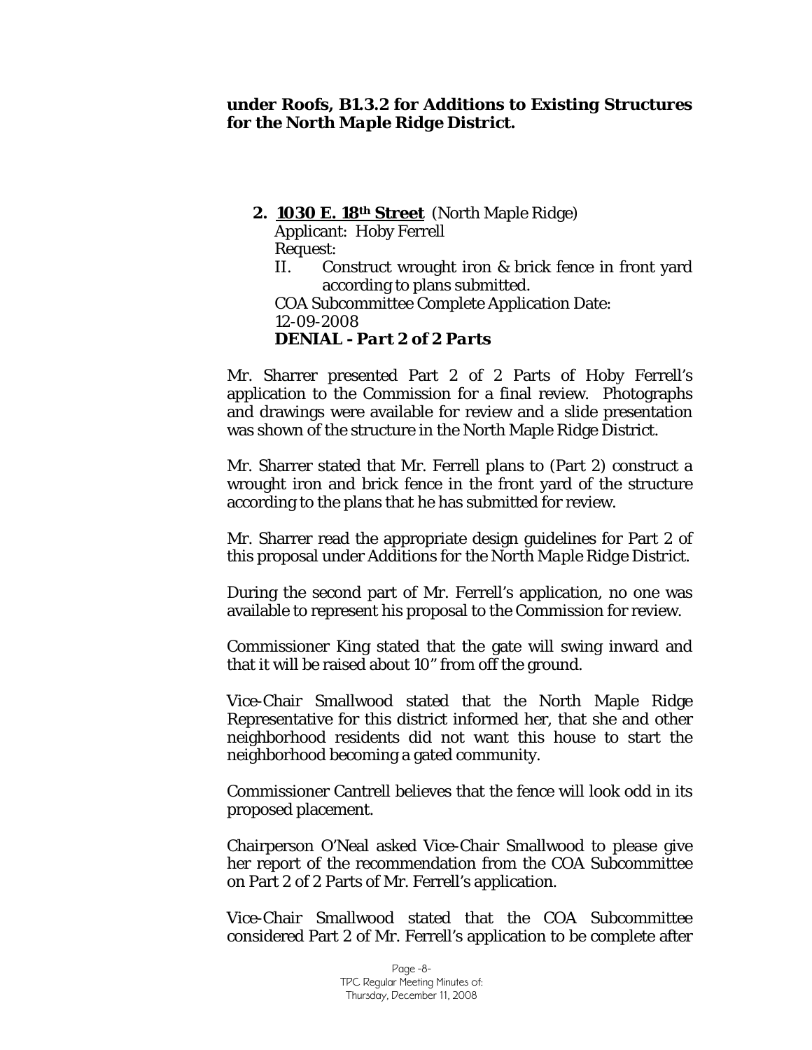**under Roofs, B1.3.2 for Additions to Existing Structures for the North Maple Ridge District.**

**2. <u>1030 E. 18th Street</u>** (North Maple Ridge)
Applicant: Hoby Ferrell
Request:
II. Construct wrought iron & brick fence in front yard according to plans submitted.
COA Subcommittee Complete Application Date: 12-09-2008
***DENIAL - Part 2 of 2 Parts***

Mr. Sharrer presented Part 2 of 2 Parts of Hoby Ferrell's application to the Commission for a final review. Photographs and drawings were available for review and a slide presentation was shown of the structure in the North Maple Ridge District.

Mr. Sharrer stated that Mr. Ferrell plans to (Part 2) construct a wrought iron and brick fence in the front yard of the structure according to the plans that he has submitted for review.

Mr. Sharrer read the appropriate design guidelines for Part 2 of this proposal under Additions for the *North Maple Ridge District*.

During the second part of Mr. Ferrell's application, no one was available to represent his proposal to the Commission for review.

Commissioner King stated that the gate will swing inward and that it will be raised about 10" from off the ground.

Vice-Chair Smallwood stated that the North Maple Ridge Representative for this district informed her, that she and other neighborhood residents did not want this house to start the neighborhood becoming a gated community.

Commissioner Cantrell believes that the fence will look odd in its proposed placement.

Chairperson O'Neal asked Vice-Chair Smallwood to please give her report of the recommendation from the COA Subcommittee on Part 2 of 2 Parts of Mr. Ferrell's application.

Vice-Chair Smallwood stated that the COA Subcommittee considered Part 2 of Mr. Ferrell's application to be complete after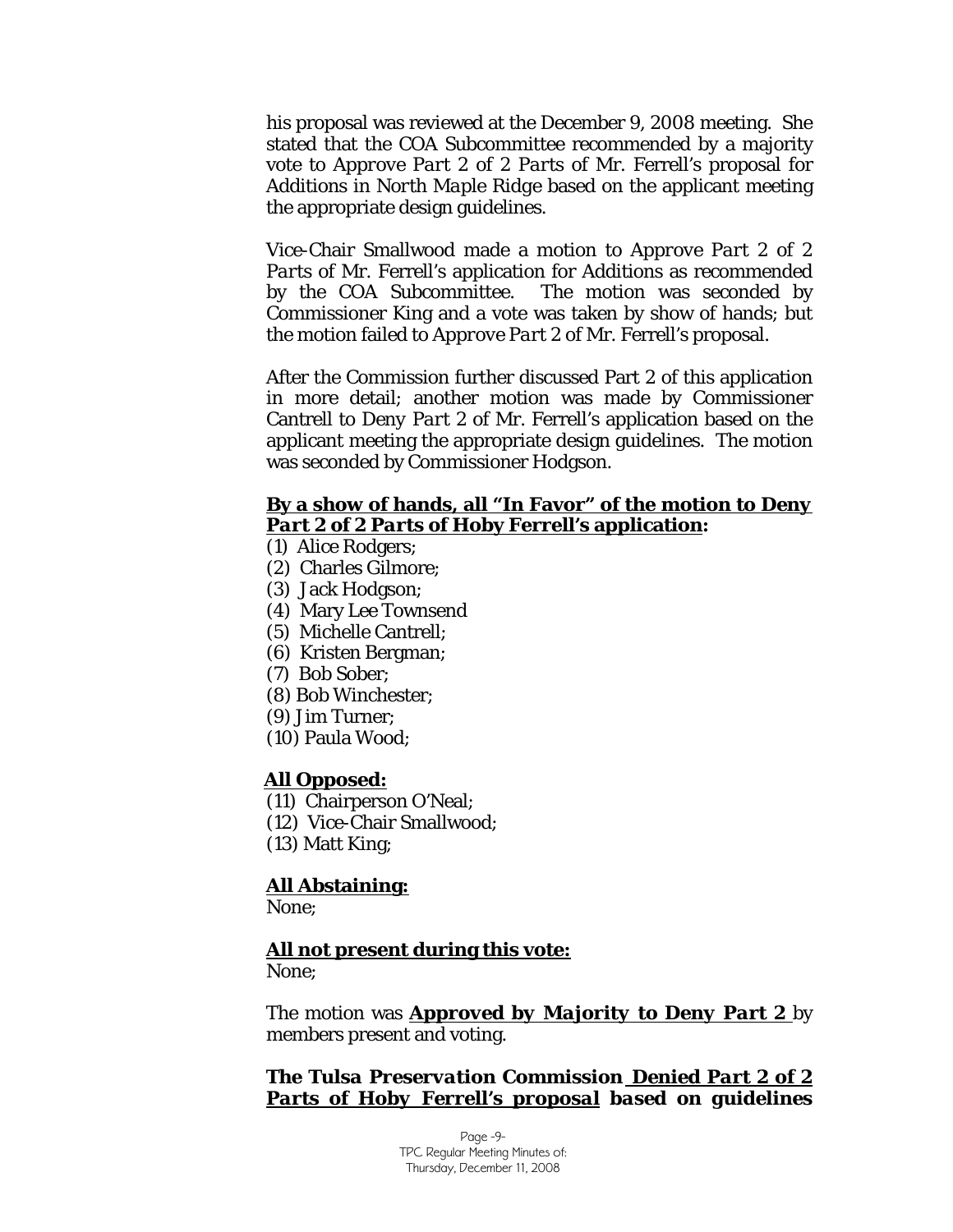his proposal was reviewed at the December 9, 2008 meeting. She stated that the COA Subcommittee recommended by a majority vote to *Approve Part 2 of 2 Parts* of Mr. Ferrell's proposal for Additions in *North Maple Ridge* based on the applicant meeting the appropriate design guidelines.

Vice-Chair Smallwood made a motion to *Approve Part 2 of 2 Parts* of Mr. Ferrell's application for Additions as recommended by the COA Subcommittee. The motion was seconded by Commissioner King and a vote was taken by show of hands; but the motion failed to *Approve Part 2* of Mr. Ferrell's proposal.

After the Commission further discussed Part 2 of this application in more detail; another motion was made by Commissioner Cantrell to *Deny Part 2* of Mr. Ferrell's application based on the applicant meeting the appropriate design guidelines. The motion was seconded by Commissioner Hodgson.

**By a show of hands, all "In Favor" of the motion to Deny *Part 2 of 2 Parts of Hoby Ferrell's application*:**

(1) Alice Rodgers;
(2) Charles Gilmore;
(3) Jack Hodgson;
(4) Mary Lee Townsend
(5) Michelle Cantrell;
(6) Kristen Bergman;
(7) Bob Sober;
(8) Bob Winchester;
(9) Jim Turner;
(10) Paula Wood;

**All Opposed:**

(11) Chairperson O'Neal;
(12) Vice-Chair Smallwood;
(13) Matt King;

**All Abstaining:**

None;

**All not present during this vote:**

None;

The motion was ***Approved by Majority to Deny Part 2*** by members present and voting.

***The Tulsa Preservation Commission Denied Part 2 of 2 Parts of Hoby Ferrell's proposal based on guidelines***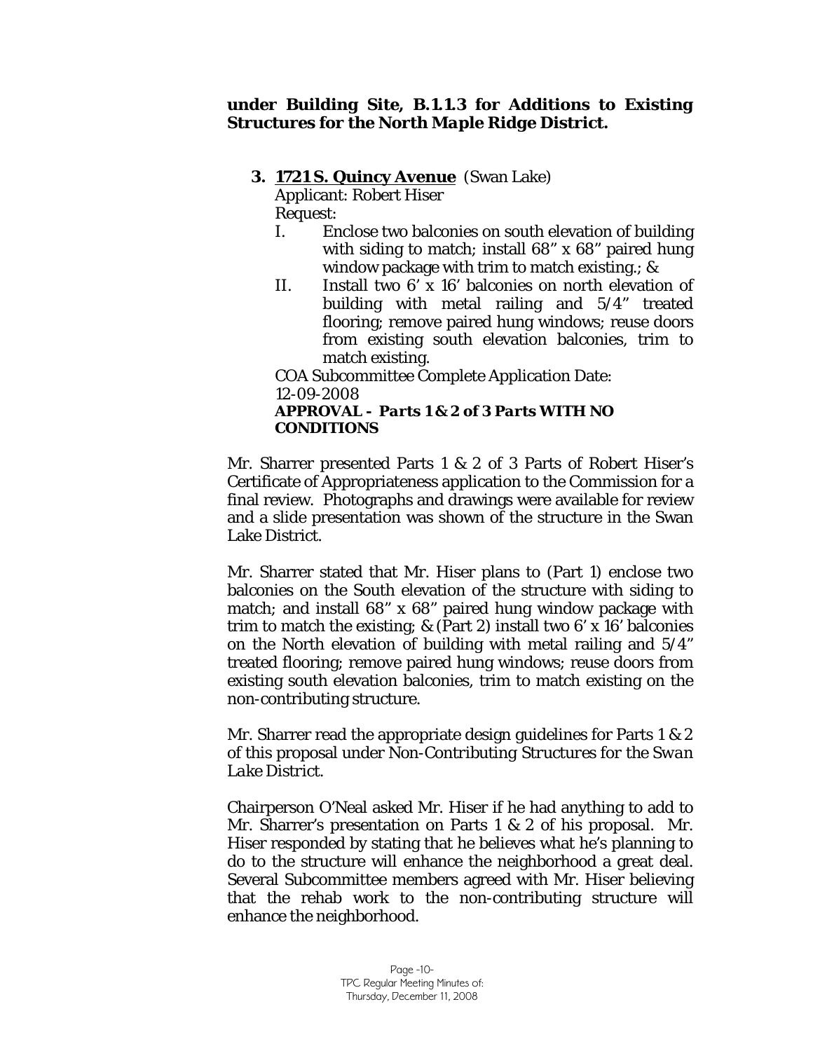***under Building Site, B.1.1.3 for Additions to Existing Structures for the North Maple Ridge District.***

**3. <u>1721 S. Quincy Avenue</u>** (Swan Lake)

Applicant: Robert Hiser

Request:

I. Enclose two balconies on south elevation of building with siding to match; install 68" x 68" paired hung window package with trim to match existing.; &

II. Install two 6' x 16' balconies on north elevation of building with metal railing and 5/4" treated flooring; remove paired hung windows; reuse doors from existing south elevation balconies, trim to match existing.

COA Subcommittee Complete Application Date: 12-09-2008

***APPROVAL - Parts 1 & 2 of 3 Parts WITH NO CONDITIONS***

Mr. Sharrer presented Parts 1 & 2 of 3 Parts of Robert Hiser's Certificate of Appropriateness application to the Commission for a final review. Photographs and drawings were available for review and a slide presentation was shown of the structure in the Swan Lake District.

Mr. Sharrer stated that Mr. Hiser plans to (Part 1) enclose two balconies on the South elevation of the structure with siding to match; and install 68" x 68" paired hung window package with trim to match the existing; & (Part 2) install two 6' x 16' balconies on the North elevation of building with metal railing and 5/4" treated flooring; remove paired hung windows; reuse doors from existing south elevation balconies, trim to match existing on the non-contributing structure.

Mr. Sharrer read the appropriate design guidelines for Parts 1 & 2 of this proposal under Non-Contributing Structures for the *Swan Lake District*.

Chairperson O'Neal asked Mr. Hiser if he had anything to add to Mr. Sharrer's presentation on Parts 1 & 2 of his proposal. Mr. Hiser responded by stating that he believes what he's planning to do to the structure will enhance the neighborhood a great deal. Several Subcommittee members agreed with Mr. Hiser believing that the rehab work to the non-contributing structure will enhance the neighborhood.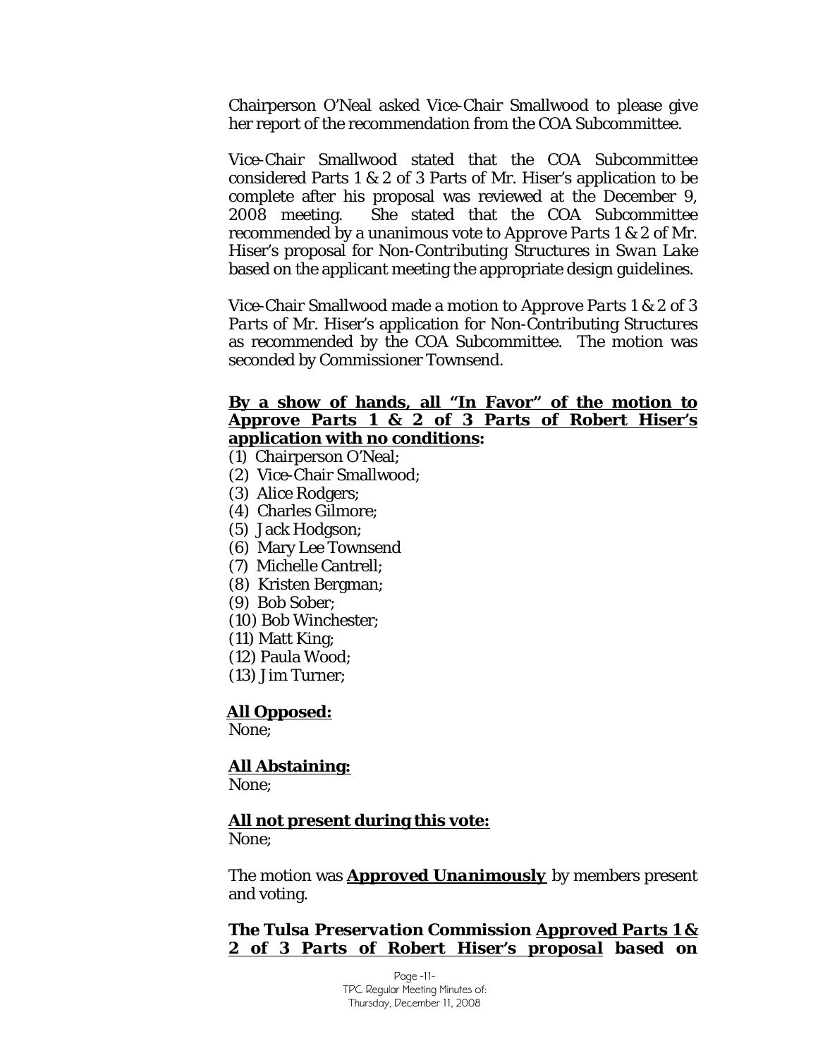Chairperson O'Neal asked Vice-Chair Smallwood to please give her report of the recommendation from the COA Subcommittee.

Vice-Chair Smallwood stated that the COA Subcommittee considered Parts 1 & 2 of 3 Parts of Mr. Hiser's application to be complete after his proposal was reviewed at the December 9, 2008 meeting. She stated that the COA Subcommittee recommended by a unanimous vote to *Approve Parts 1 & 2* of Mr. Hiser's proposal for Non-Contributing Structures in *Swan Lake* based on the applicant meeting the appropriate design guidelines.

Vice-Chair Smallwood made a motion to *Approve Parts 1 & 2 of 3 Parts* of Mr. Hiser's application for Non-Contributing Structures as recommended by the COA Subcommittee. The motion was seconded by Commissioner Townsend.

**<u>By a show of hands, all "In Favor" of the motion to *Approve Parts 1 & 2 of 3 Parts* of Robert Hiser's application with no conditions</u>:**

(1) Chairperson O'Neal;
(2) Vice-Chair Smallwood;
(3) Alice Rodgers;
(4) Charles Gilmore;
(5) Jack Hodgson;
(6) Mary Lee Townsend
(7) Michelle Cantrell;
(8) Kristen Bergman;
(9) Bob Sober;
(10) Bob Winchester;
(11) Matt King;
(12) Paula Wood;
(13) Jim Turner;

**<u>All Opposed:</u>**
None;

**<u>All Abstaining:</u>**
None;

**<u>All not present during this vote:</u>**
None;

The motion was **<u>*Approved Unanimously*</u>** by members present and voting.

***The Tulsa Preservation Commission <u>Approved Parts 1 & 2 of 3 Parts of Robert Hiser's proposal</u> based on***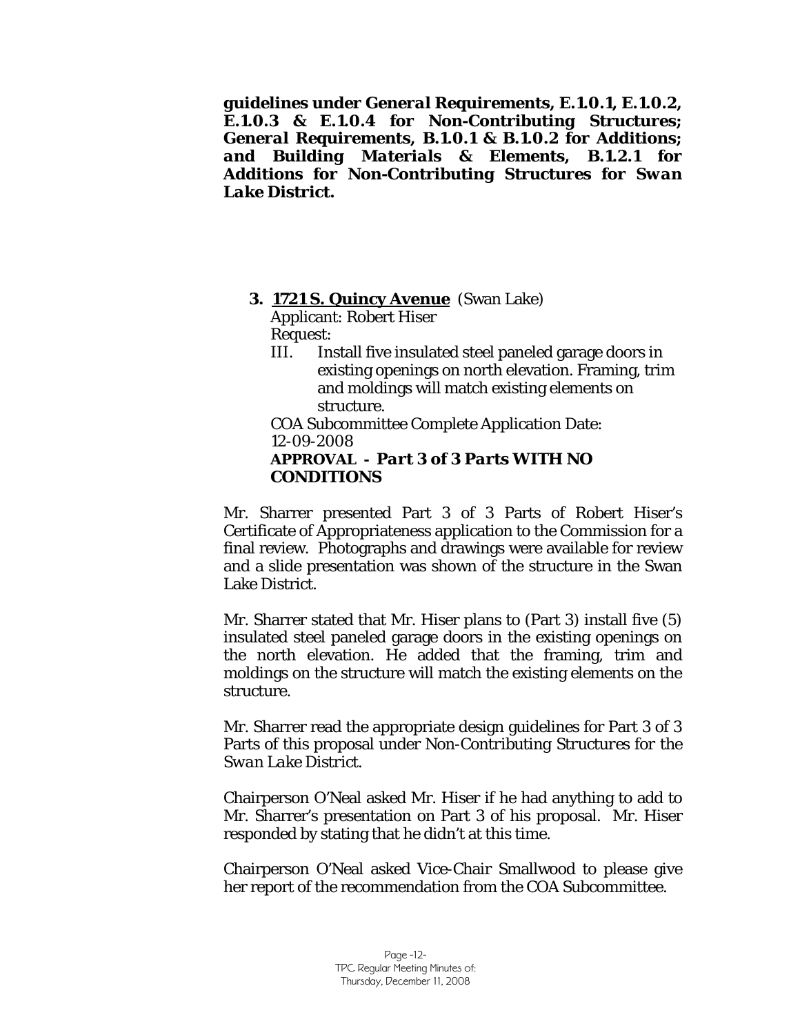***guidelines under General Requirements, E.1.0.1, E.1.0.2, E.1.0.3 & E.1.0.4 for Non-Contributing Structures; General Requirements, B.1.0.1 & B.1.0.2 for Additions; and Building Materials & Elements, B.1.2.1 for Additions for Non-Contributing Structures for Swan Lake District.***

**3. <u>1721 S. Quincy Avenue</u>** (Swan Lake)

Applicant: Robert Hiser

Request:

III. Install five insulated steel paneled garage doors in existing openings on north elevation. Framing, trim and moldings will match existing elements on structure.

COA Subcommittee Complete Application Date: 12-09-2008

**APPROVAL - *Part 3 of 3 Parts WITH NO CONDITIONS***

Mr. Sharrer presented Part 3 of 3 Parts of Robert Hiser's Certificate of Appropriateness application to the Commission for a final review. Photographs and drawings were available for review and a slide presentation was shown of the structure in the Swan Lake District.

Mr. Sharrer stated that Mr. Hiser plans to (Part 3) install five (5) insulated steel paneled garage doors in the existing openings on the north elevation. He added that the framing, trim and moldings on the structure will match the existing elements on the structure.

Mr. Sharrer read the appropriate design guidelines for Part 3 of 3 Parts of this proposal under *Non-Contributing Structures* for the *Swan Lake District*.

Chairperson O'Neal asked Mr. Hiser if he had anything to add to Mr. Sharrer's presentation on Part 3 of his proposal. Mr. Hiser responded by stating that he didn't at this time.

Chairperson O'Neal asked Vice-Chair Smallwood to please give her report of the recommendation from the COA Subcommittee.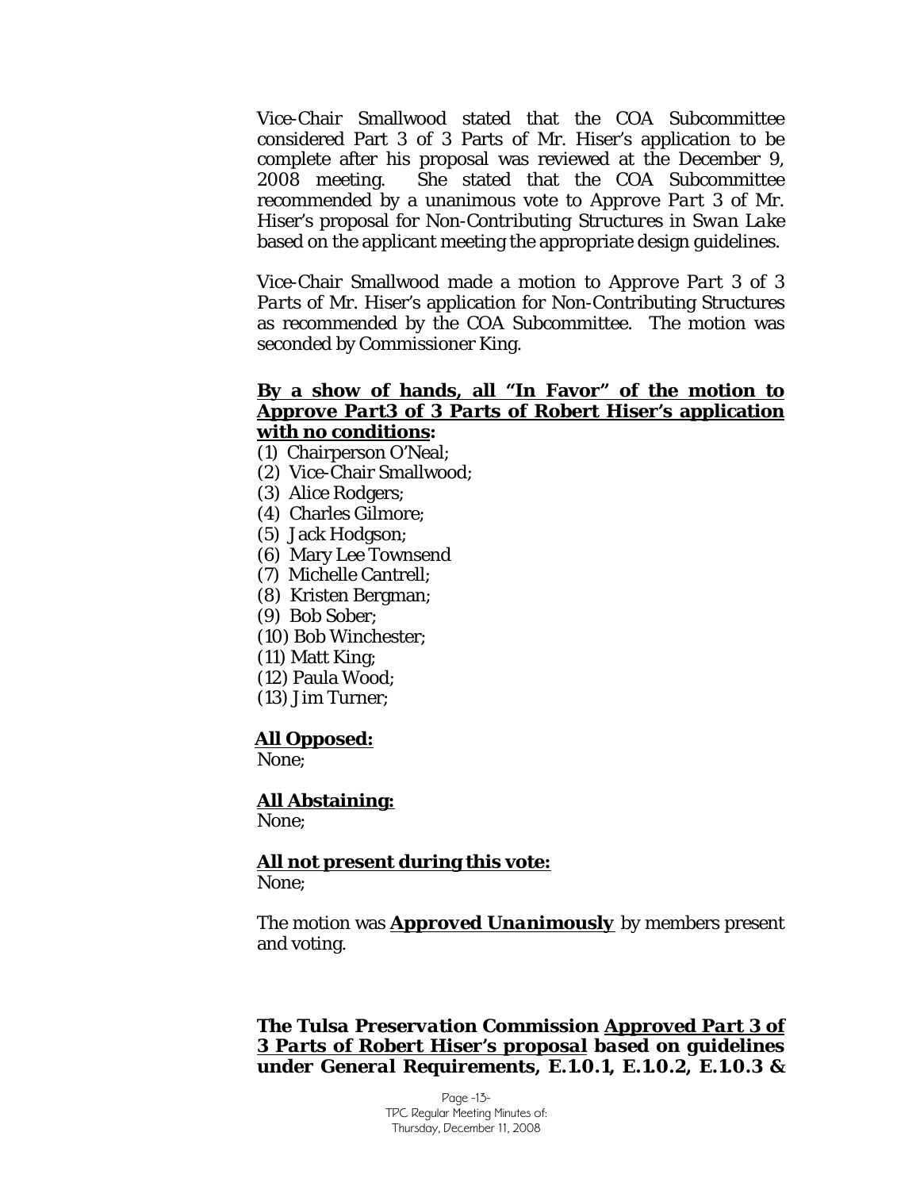Vice-Chair Smallwood stated that the COA Subcommittee considered Part 3 of 3 Parts of Mr. Hiser's application to be complete after his proposal was reviewed at the December 9, 2008 meeting. She stated that the COA Subcommittee recommended by a unanimous vote to *Approve Part 3* of Mr. Hiser's proposal for *Non-Contributing Structures in Swan Lake* based on the applicant meeting the appropriate design guidelines.

Vice-Chair Smallwood made a motion to *Approve Part 3 of 3 Parts* of Mr. Hiser's application for Non-Contributing Structures as recommended by the COA Subcommittee. The motion was seconded by Commissioner King.

**<u>By a show of hands, all "In Favor" of the motion to *Approve Part3 of 3 Parts* of Robert Hiser's application with no conditions</u>:**

(1) Chairperson O'Neal;
(2) Vice-Chair Smallwood;
(3) Alice Rodgers;
(4) Charles Gilmore;
(5) Jack Hodgson;
(6) Mary Lee Townsend
(7) Michelle Cantrell;
(8) Kristen Bergman;
(9) Bob Sober;
(10) Bob Winchester;
(11) Matt King;
(12) Paula Wood;
(13) Jim Turner;

**<u>All Opposed:</u>**
None;

**<u>All Abstaining:</u>**
None;

**<u>All not present during this vote:</u>**
None;

The motion was ***<u>Approved Unanimously</u>*** by members present and voting.

***The Tulsa Preservation Commission <u>Approved Part 3 of 3 Parts of Robert Hiser's proposal</u> based on guidelines under General Requirements, E.1.0.1, E.1.0.2, E.1.0.3 &***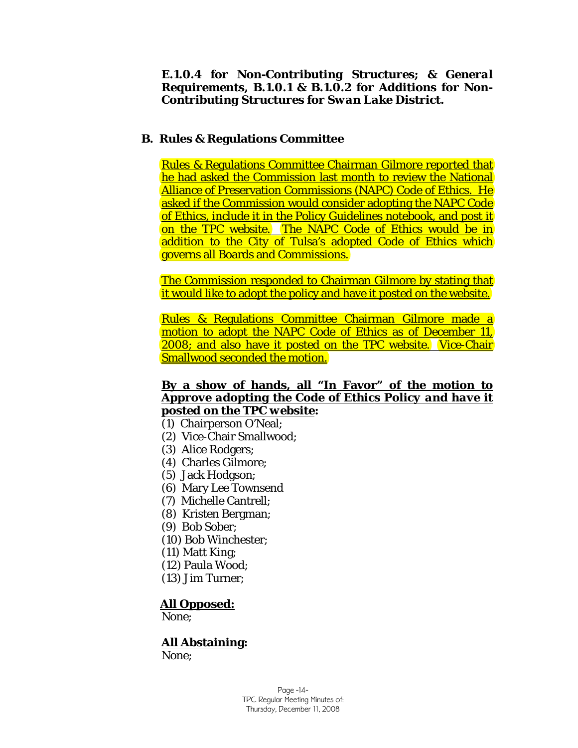**E.1.0.4 for Non-Contributing Structures; & General Requirements, B.1.0.1 & B.1.0.2 for Additions for Non-Contributing Structures for *Swan Lake District*.**

**B. Rules & Regulations Committee**

Rules & Regulations Committee Chairman Gilmore reported that he had asked the Commission last month to review the National Alliance of Preservation Commissions (NAPC) Code of Ethics. He asked if the Commission would consider adopting the NAPC Code of Ethics, include it in the Policy Guidelines notebook, and post it on the TPC website. The NAPC Code of Ethics would be in addition to the City of Tulsa's adopted Code of Ethics which governs all Boards and Commissions.

The Commission responded to Chairman Gilmore by stating that it would like to adopt the policy and have it posted on the website.

Rules & Regulations Committee Chairman Gilmore made a motion to adopt the NAPC Code of Ethics as of December 11, 2008; and also have it posted on the TPC website. Vice-Chair Smallwood seconded the motion.

**By a show of hands, all "In Favor" of the motion to *Approve adopting the Code of Ethics Policy and have it posted on the TPC website*:**

(1) Chairperson O'Neal;
(2) Vice-Chair Smallwood;
(3) Alice Rodgers;
(4) Charles Gilmore;
(5) Jack Hodgson;
(6) Mary Lee Townsend
(7) Michelle Cantrell;
(8) Kristen Bergman;
(9) Bob Sober;
(10) Bob Winchester;
(11) Matt King;
(12) Paula Wood;
(13) Jim Turner;

**All Opposed:**
None;

**All Abstaining:**
None;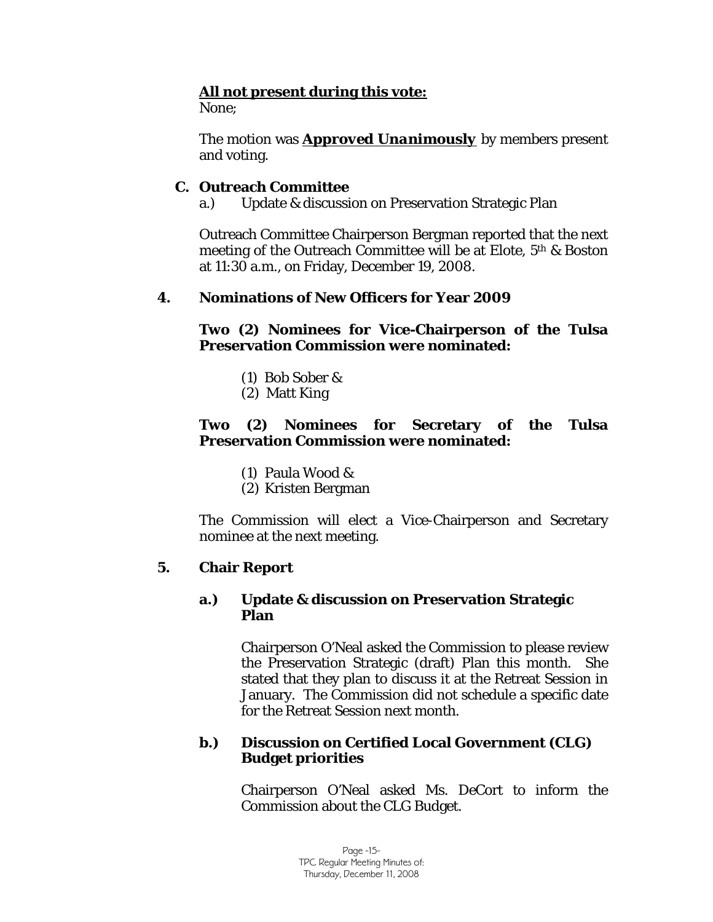**<u>All not present during this vote:</u>**
None;

The motion was ***<u>Approved Unanimously</u>*** by members present and voting.

**C. Outreach Committee**

a.) Update & discussion on Preservation Strategic Plan

Outreach Committee Chairperson Bergman reported that the next meeting of the Outreach Committee will be at Elote, 5th & Boston at 11:30 a.m., on Friday, December 19, 2008.

**4. Nominations of New Officers for Year 2009**

**Two (2) Nominees for Vice-Chairperson of the Tulsa Preservation Commission were nominated:**

(1) Bob Sober &
(2) Matt King

**Two (2) Nominees for Secretary of the Tulsa Preservation Commission were nominated:**

(1) Paula Wood &
(2) Kristen Bergman

The Commission will elect a Vice-Chairperson and Secretary nominee at the next meeting.

**5. Chair Report**

**a.) Update & discussion on Preservation Strategic Plan**

Chairperson O'Neal asked the Commission to please review the Preservation Strategic (draft) Plan this month. She stated that they plan to discuss it at the Retreat Session in January. The Commission did not schedule a specific date for the Retreat Session next month.

**b.) Discussion on Certified Local Government (CLG) Budget priorities**

Chairperson O'Neal asked Ms. DeCort to inform the Commission about the CLG Budget.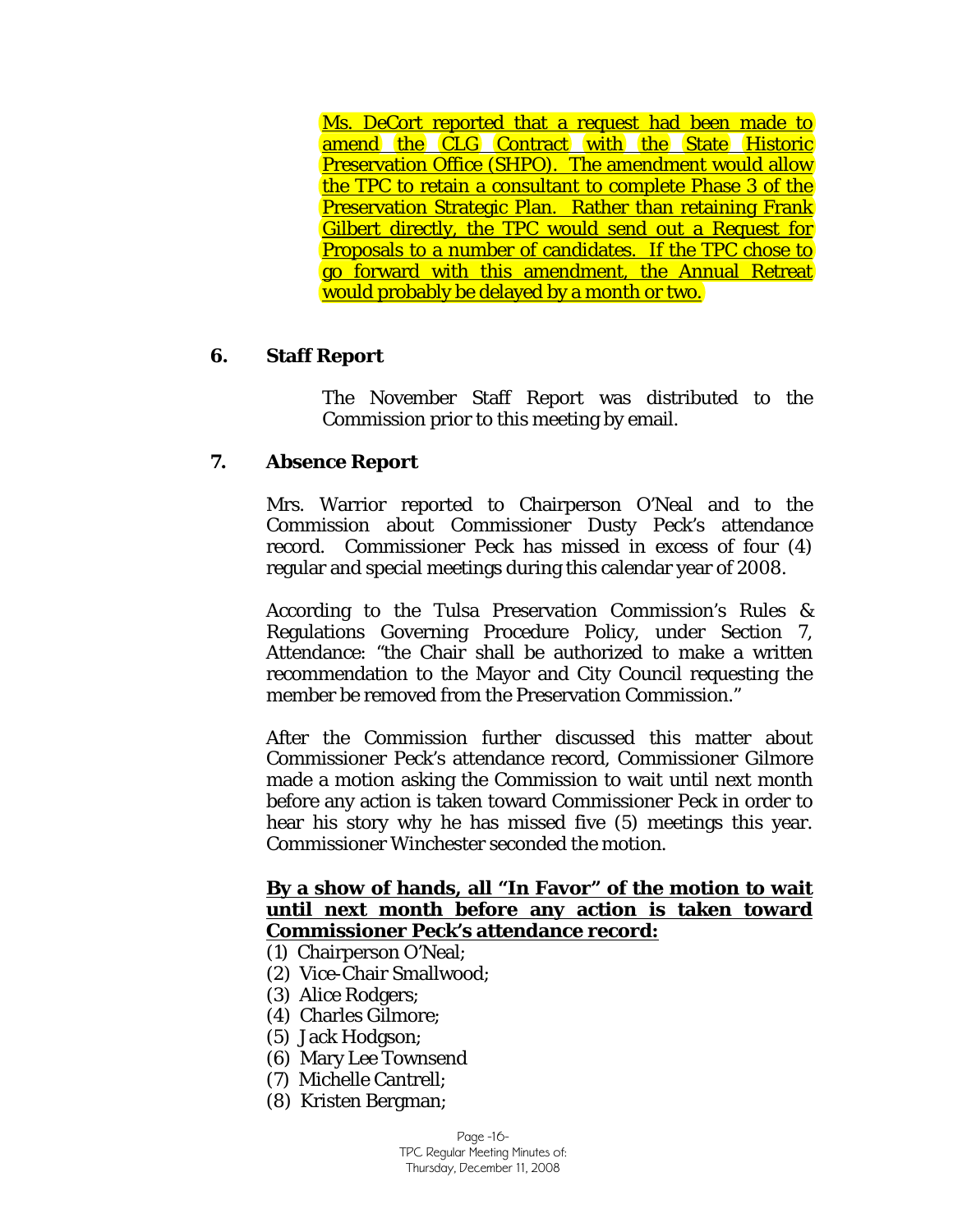Ms. DeCort reported that a request had been made to amend the CLG Contract with the State Historic Preservation Office (SHPO). The amendment would allow the TPC to retain a consultant to complete Phase 3 of the Preservation Strategic Plan. Rather than retaining Frank Gilbert directly, the TPC would send out a Request for Proposals to a number of candidates. If the TPC chose to go forward with this amendment, the Annual Retreat would probably be delayed by a month or two.

## 6. Staff Report

The November Staff Report was distributed to the Commission prior to this meeting by email.

## 7. Absence Report

Mrs. Warrior reported to Chairperson O'Neal and to the Commission about Commissioner Dusty Peck's attendance record. Commissioner Peck has missed in excess of four (4) regular and special meetings during this calendar year of 2008.

According to the Tulsa Preservation Commission's Rules & Regulations Governing Procedure Policy, under Section 7, Attendance: "the Chair shall be authorized to make a written recommendation to the Mayor and City Council requesting the member be removed from the Preservation Commission."

After the Commission further discussed this matter about Commissioner Peck's attendance record, Commissioner Gilmore made a motion asking the Commission to wait until next month before any action is taken toward Commissioner Peck in order to hear his story why he has missed five (5) meetings this year. Commissioner Winchester seconded the motion.

**By a show of hands, all "In Favor" of the motion to wait until next month before any action is taken toward Commissioner Peck's attendance record:**

(1) Chairperson O'Neal;
(2) Vice-Chair Smallwood;
(3) Alice Rodgers;
(4) Charles Gilmore;
(5) Jack Hodgson;
(6) Mary Lee Townsend
(7) Michelle Cantrell;
(8) Kristen Bergman;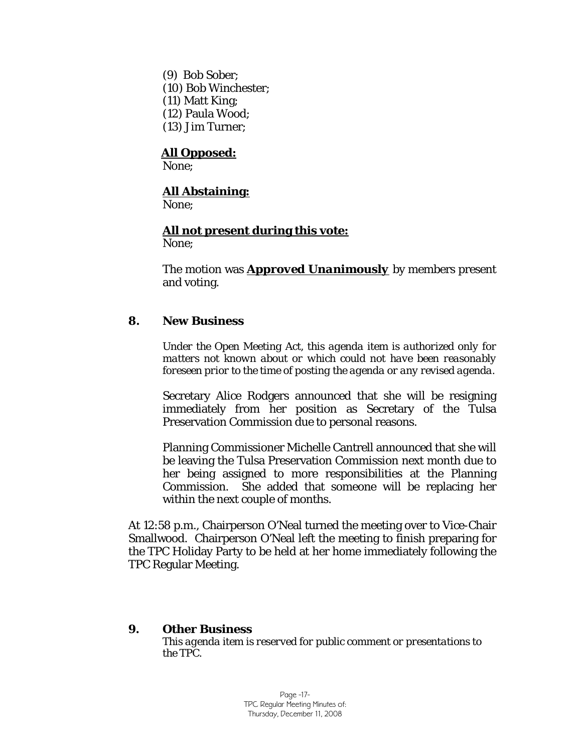(9) Bob Sober;
(10) Bob Winchester;
(11) Matt King;
(12) Paula Wood;
(13) Jim Turner;

**All Opposed:**
None;

**All Abstaining:**
None;

**All not present during this vote:**
None;

The motion was ***Approved Unanimously*** by members present and voting.

## 8. New Business

*Under the Open Meeting Act, this agenda item is authorized only for matters not known about or which could not have been reasonably foreseen prior to the time of posting the agenda or any revised agenda.*

Secretary Alice Rodgers announced that she will be resigning immediately from her position as Secretary of the Tulsa Preservation Commission due to personal reasons.

Planning Commissioner Michelle Cantrell announced that she will be leaving the Tulsa Preservation Commission next month due to her being assigned to more responsibilities at the Planning Commission. She added that someone will be replacing her within the next couple of months.

At 12:58 p.m., Chairperson O'Neal turned the meeting over to Vice-Chair Smallwood. Chairperson O'Neal left the meeting to finish preparing for the TPC Holiday Party to be held at her home immediately following the TPC Regular Meeting.

## 9. Other Business

*This agenda item is reserved for public comment or presentations to the TPC.*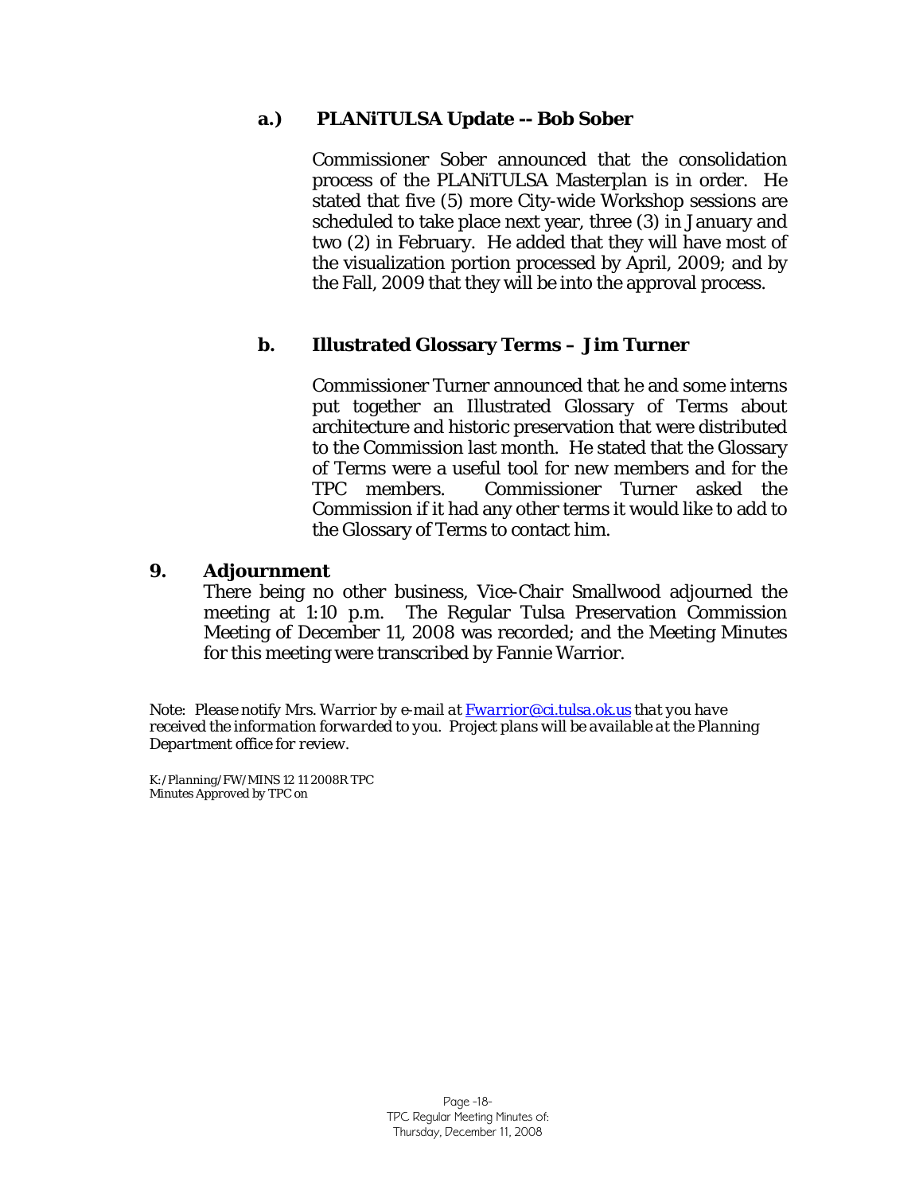**a.) PLANiTULSA Update -- Bob Sober**

Commissioner Sober announced that the consolidation process of the PLANiTULSA Masterplan is in order. He stated that five (5) more City-wide Workshop sessions are scheduled to take place next year, three (3) in January and two (2) in February. He added that they will have most of the visualization portion processed by April, 2009; and by the Fall, 2009 that they will be into the approval process.

**b. Illustrated Glossary Terms – Jim Turner**

Commissioner Turner announced that he and some interns put together an Illustrated Glossary of Terms about architecture and historic preservation that were distributed to the Commission last month. He stated that the Glossary of Terms were a useful tool for new members and for the TPC members. Commissioner Turner asked the Commission if it had any other terms it would like to add to the Glossary of Terms to contact him.

## 9. Adjournment

There being no other business, Vice-Chair Smallwood adjourned the meeting at 1:10 p.m. The Regular Tulsa Preservation Commission Meeting of December 11, 2008 was recorded; and the Meeting Minutes for this meeting were transcribed by Fannie Warrior.

*Note: Please notify Mrs. Warrior by e-mail at [Fwarrior@ci.tulsa.ok.us](mailto:Fwarrior@ci.tulsa.ok.us) that you have received the information forwarded to you. Project plans will be available at the Planning Department office for review.*

*K:/Planning/FW/MINS 12 11 2008R TPC*
*Minutes Approved by TPC on*